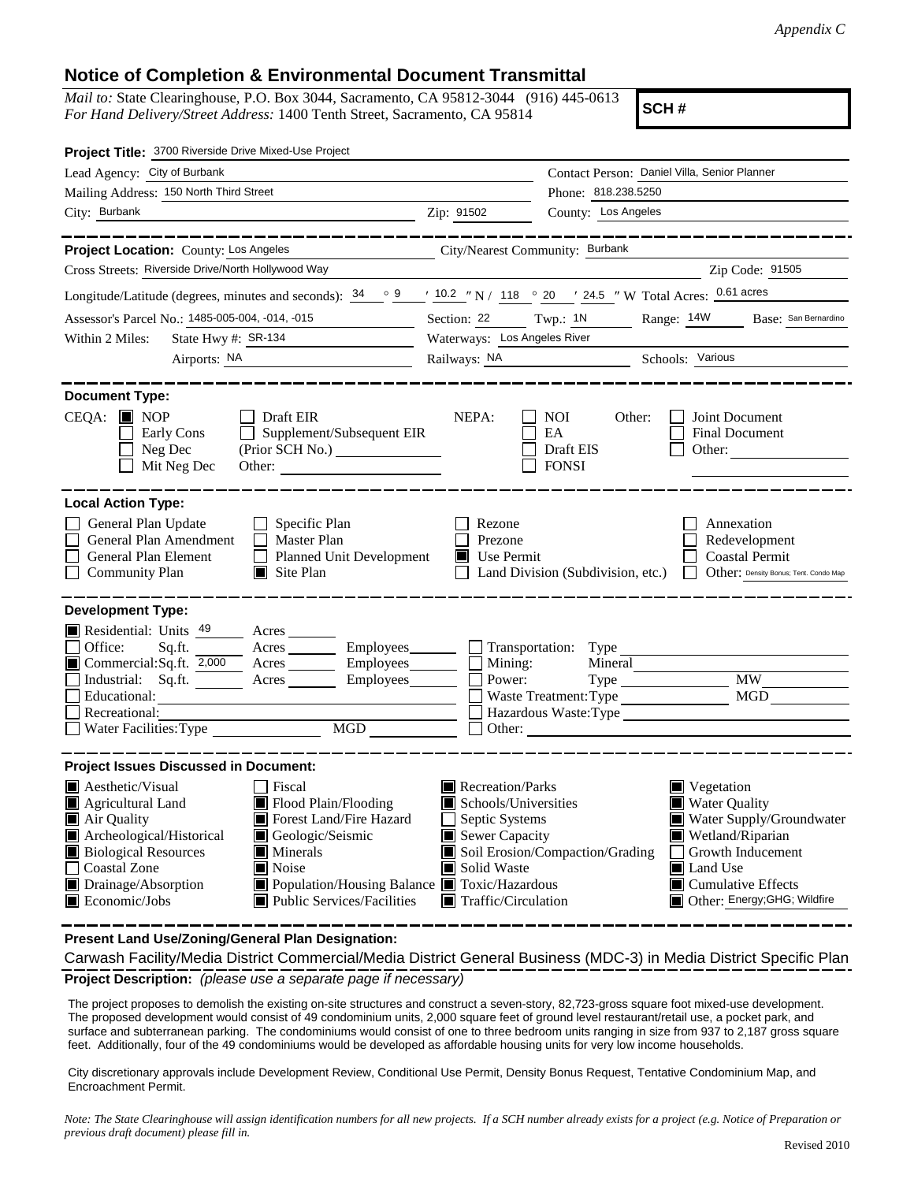*Appendix C*

# Notice of Completion & Environmental Document Transmittal

*Mail to:* State Clearinghouse, P.O. Box 3044, Sacramento, CA 95812-3044 (916) 445-0613
*For Hand Delivery/Street Address:* 1400 Tenth Street, Sacramento, CA 95814

**SCH #**

**Project Title:** 3700 Riverside Drive Mixed-Use Project

Lead Agency: City of Burbank
Contact Person: Daniel Villa, Senior Planner
Mailing Address: 150 North Third Street
Phone: 818.238.5250
City: Burbank    Zip: 91502
County: Los Angeles

---

**Project Location:** County: Los Angeles    City/Nearest Community: Burbank
Cross Streets: Riverside Drive/North Hollywood Way    Zip Code: 91505
Longitude/Latitude (degrees, minutes and seconds): 34 ° 9 ′ 10.2 ″ N / 118 ° 20 ′ 24.5 ″ W Total Acres: 0.61 acres
Assessor's Parcel No.: 1485-005-004, -014, -015    Section: 22    Twp.: 1N    Range: 14W    Base: San Bernardino
Within 2 Miles: State Hwy #: SR-134    Waterways: Los Angeles River
Airports: NA    Railways: NA    Schools: Various

---

**Document Type:**

CEQA:
- [x] NOP
- [ ] Early Cons
- [ ] Neg Dec
- [ ] Mit Neg Dec
- [ ] Draft EIR
- [ ] Supplement/Subsequent EIR (Prior SCH No.) ________
- Other: ________

NEPA:
- [ ] NOI
- [ ] EA
- [ ] Draft EIS
- [ ] FONSI

Other:
- [ ] Joint Document
- [ ] Final Document
- [ ] Other: ________

---

**Local Action Type:**

- [ ] General Plan Update
- [ ] General Plan Amendment
- [ ] General Plan Element
- [ ] Community Plan
- [ ] Specific Plan
- [ ] Master Plan
- [ ] Planned Unit Development
- [x] Site Plan
- [ ] Rezone
- [ ] Prezone
- [x] Use Permit
- [ ] Land Division (Subdivision, etc.)
- [ ] Annexation
- [ ] Redevelopment
- [ ] Coastal Permit
- [ ] Other: Density Bonus; Tent. Condo Map

---

**Development Type:**

- [x] Residential: Units 49 Acres ____
- [ ] Office: Sq.ft. ____ Acres ____ Employees ____
- [x] Commercial: Sq.ft. 2,000 Acres ____ Employees ____
- [ ] Industrial: Sq.ft. ____ Acres ____ Employees ____
- [ ] Educational: ____
- [ ] Recreational: ____
- [ ] Water Facilities: Type ____ MGD ____
- [ ] Transportation: Type ____
- [ ] Mining: Mineral ____
- [ ] Power: Type ____ MW ____
- [ ] Waste Treatment: Type ____ MGD ____
- [ ] Hazardous Waste: Type ____
- [ ] Other: ____

---

**Project Issues Discussed in Document:**

- [x] Aesthetic/Visual
- [x] Agricultural Land
- [x] Air Quality
- [x] Archeological/Historical
- [x] Biological Resources
- [ ] Coastal Zone
- [x] Drainage/Absorption
- [x] Economic/Jobs
- [ ] Fiscal
- [x] Flood Plain/Flooding
- [x] Forest Land/Fire Hazard
- [x] Geologic/Seismic
- [x] Minerals
- [x] Noise
- [x] Population/Housing Balance
- [x] Public Services/Facilities
- [x] Recreation/Parks
- [x] Schools/Universities
- [ ] Septic Systems
- [x] Sewer Capacity
- [x] Soil Erosion/Compaction/Grading
- [x] Solid Waste
- [x] Toxic/Hazardous
- [x] Traffic/Circulation
- [x] Vegetation
- [x] Water Quality
- [x] Water Supply/Groundwater
- [x] Wetland/Riparian
- [ ] Growth Inducement
- [x] Land Use
- [x] Cumulative Effects
- [x] Other: Energy;GHG; Wildfire

---

**Present Land Use/Zoning/General Plan Designation:**

Carwash Facility/Media District Commercial/Media District General Business (MDC-3) in Media District Specific Plan

**Project Description:** *(please use a separate page if necessary)*

The project proposes to demolish the existing on-site structures and construct a seven-story, 82,723-gross square foot mixed-use development. The proposed development would consist of 49 condominium units, 2,000 square feet of ground level restaurant/retail use, a pocket park, and surface and subterranean parking. The condominiums would consist of one to three bedroom units ranging in size from 937 to 2,187 gross square feet. Additionally, four of the 49 condominiums would be developed as affordable housing units for very low income households.

City discretionary approvals include Development Review, Conditional Use Permit, Density Bonus Request, Tentative Condominium Map, and Encroachment Permit.

*Note: The State Clearinghouse will assign identification numbers for all new projects. If a SCH number already exists for a project (e.g. Notice of Preparation or previous draft document) please fill in.*

Revised 2010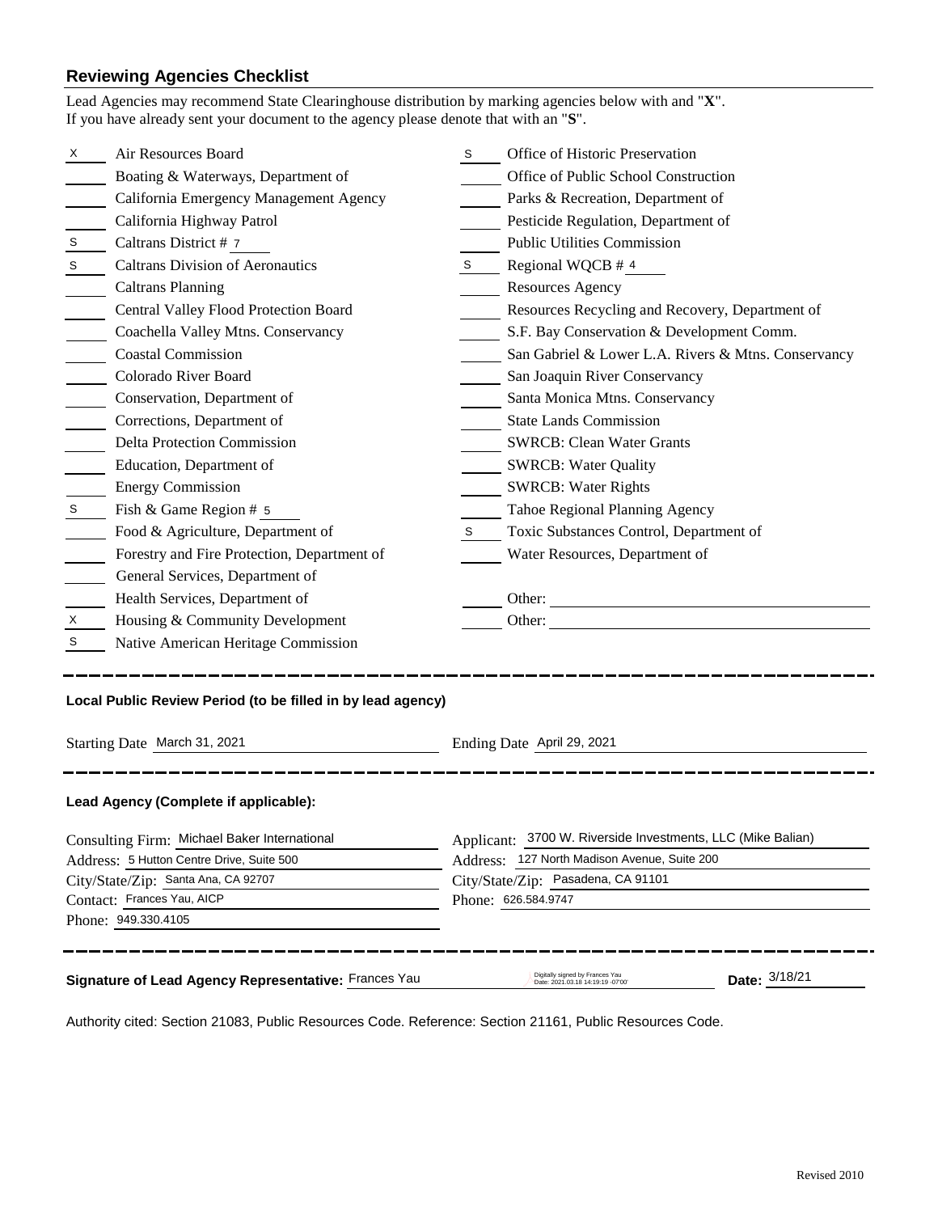## Reviewing Agencies Checklist

Lead Agencies may recommend State Clearinghouse distribution by marking agencies below with and "**X**".
If you have already sent your document to the agency please denote that with an "**S**".

| | | | |
|---|---|---|---|
| X | Air Resources Board | S | Office of Historic Preservation |
| | Boating & Waterways, Department of | | Office of Public School Construction |
| | California Emergency Management Agency | | Parks & Recreation, Department of |
| | California Highway Patrol | | Pesticide Regulation, Department of |
| S | Caltrans District # 7 | | Public Utilities Commission |
| S | Caltrans Division of Aeronautics | S | Regional WQCB # 4 |
| | Caltrans Planning | | Resources Agency |
| | Central Valley Flood Protection Board | | Resources Recycling and Recovery, Department of |
| | Coachella Valley Mtns. Conservancy | | S.F. Bay Conservation & Development Comm. |
| | Coastal Commission | | San Gabriel & Lower L.A. Rivers & Mtns. Conservancy |
| | Colorado River Board | | San Joaquin River Conservancy |
| | Conservation, Department of | | Santa Monica Mtns. Conservancy |
| | Corrections, Department of | | State Lands Commission |
| | Delta Protection Commission | | SWRCB: Clean Water Grants |
| | Education, Department of | | SWRCB: Water Quality |
| | Energy Commission | | SWRCB: Water Rights |
| S | Fish & Game Region # 5 | | Tahoe Regional Planning Agency |
| | Food & Agriculture, Department of | S | Toxic Substances Control, Department of |
| | Forestry and Fire Protection, Department of | | Water Resources, Department of |
| | General Services, Department of | | |
| | Health Services, Department of | | Other: |
| X | Housing & Community Development | | Other: |
| S | Native American Heritage Commission | | |

---

**Local Public Review Period (to be filled in by lead agency)**

Starting Date March 31, 2021 Ending Date April 29, 2021

---

**Lead Agency (Complete if applicable):**

Consulting Firm: Michael Baker International
Address: 5 Hutton Centre Drive, Suite 500
City/State/Zip: Santa Ana, CA 92707
Contact: Frances Yau, AICP
Phone: 949.330.4105

Applicant: 3700 W. Riverside Investments, LLC (Mike Balian)
Address: 127 North Madison Avenue, Suite 200
City/State/Zip: Pasadena, CA 91101
Phone: 626.584.9747

---

**Signature of Lead Agency Representative:** Frances Yau Digitally signed by Frances Yau Date: 2021.03.18 14:19:19 -07'00' **Date:** 3/18/21

Authority cited: Section 21083, Public Resources Code. Reference: Section 21161, Public Resources Code.

Revised 2010